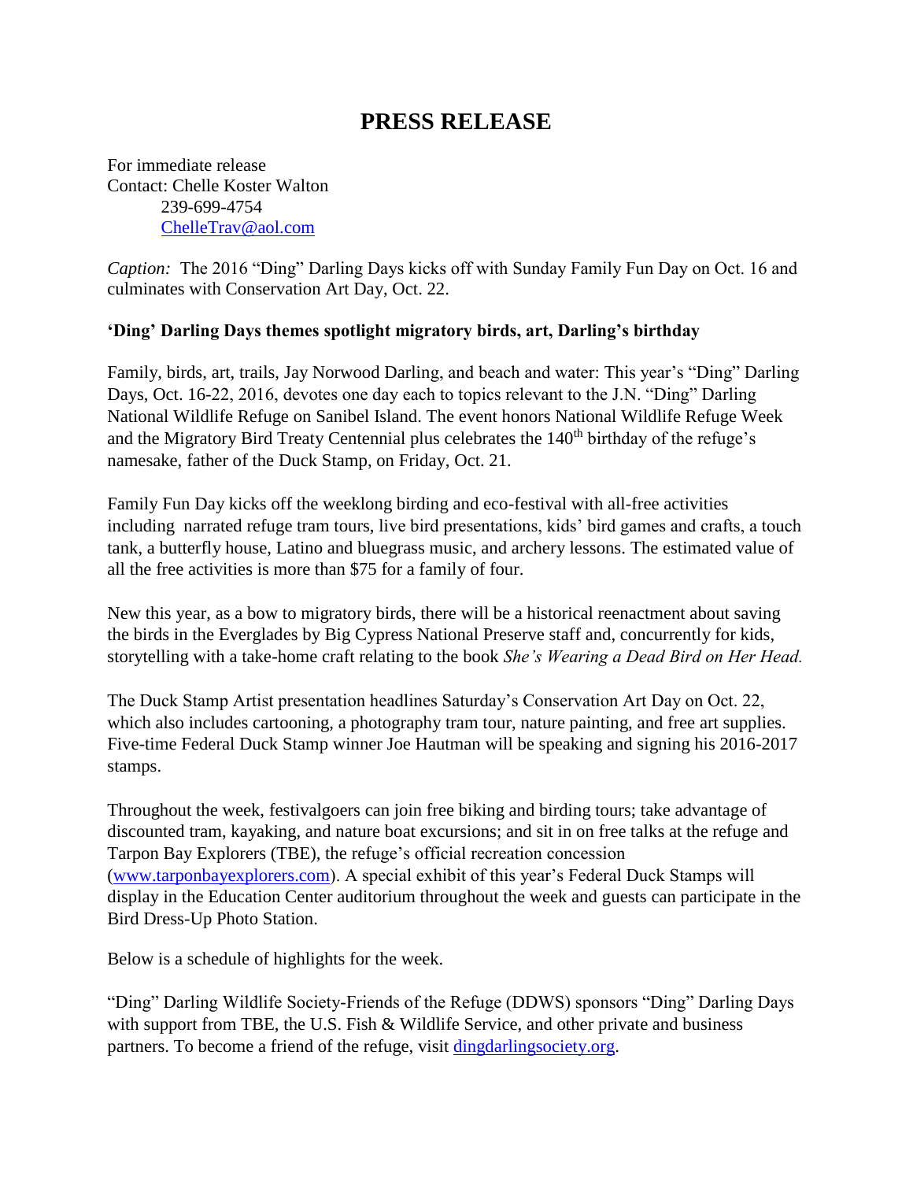# PRESS RELEASE

For immediate release
Contact: Chelle Koster Walton
239-699-4754
ChelleTrav@aol.com

*Caption:* The 2016 "Ding" Darling Days kicks off with Sunday Family Fun Day on Oct. 16 and culminates with Conservation Art Day, Oct. 22.

**'Ding' Darling Days themes spotlight migratory birds, art, Darling's birthday**

Family, birds, art, trails, Jay Norwood Darling, and beach and water: This year's "Ding" Darling Days, Oct. 16-22, 2016, devotes one day each to topics relevant to the J.N. "Ding" Darling National Wildlife Refuge on Sanibel Island. The event honors National Wildlife Refuge Week and the Migratory Bird Treaty Centennial plus celebrates the 140th birthday of the refuge's namesake, father of the Duck Stamp, on Friday, Oct. 21.

Family Fun Day kicks off the weeklong birding and eco-festival with all-free activities including narrated refuge tram tours, live bird presentations, kids' bird games and crafts, a touch tank, a butterfly house, Latino and bluegrass music, and archery lessons. The estimated value of all the free activities is more than $75 for a family of four.

New this year, as a bow to migratory birds, there will be a historical reenactment about saving the birds in the Everglades by Big Cypress National Preserve staff and, concurrently for kids, storytelling with a take-home craft relating to the book *She's Wearing a Dead Bird on Her Head.*

The Duck Stamp Artist presentation headlines Saturday's Conservation Art Day on Oct. 22, which also includes cartooning, a photography tram tour, nature painting, and free art supplies. Five-time Federal Duck Stamp winner Joe Hautman will be speaking and signing his 2016-2017 stamps.

Throughout the week, festivalgoers can join free biking and birding tours; take advantage of discounted tram, kayaking, and nature boat excursions; and sit in on free talks at the refuge and Tarpon Bay Explorers (TBE), the refuge's official recreation concession (www.tarponbayexplorers.com). A special exhibit of this year's Federal Duck Stamps will display in the Education Center auditorium throughout the week and guests can participate in the Bird Dress-Up Photo Station.

Below is a schedule of highlights for the week.

"Ding" Darling Wildlife Society-Friends of the Refuge (DDWS) sponsors "Ding" Darling Days with support from TBE, the U.S. Fish & Wildlife Service, and other private and business partners. To become a friend of the refuge, visit dingdarlingsociety.org.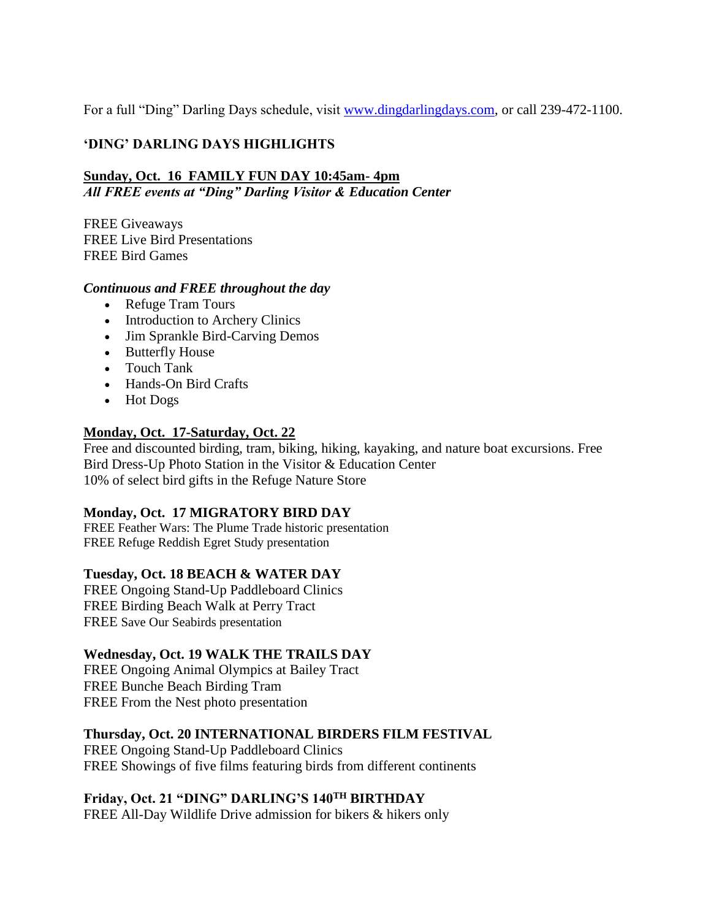For a full "Ding" Darling Days schedule, visit [www.dingdarlingdays.com](http://www.dingdarlingdays.com), or call 239-472-1100.

## 'DING' DARLING DAYS HIGHLIGHTS

**Sunday, Oct. 16 FAMILY FUN DAY 10:45am- 4pm**
***All FREE events at "Ding" Darling Visitor & Education Center***

FREE Giveaways
FREE Live Bird Presentations
FREE Bird Games

***Continuous and FREE throughout the day***

- Refuge Tram Tours
- Introduction to Archery Clinics
- Jim Sprankle Bird-Carving Demos
- Butterfly House
- Touch Tank
- Hands-On Bird Crafts
- Hot Dogs

**Monday, Oct. 17-Saturday, Oct. 22**
Free and discounted birding, tram, biking, hiking, kayaking, and nature boat excursions. Free Bird Dress-Up Photo Station in the Visitor & Education Center
10% of select bird gifts in the Refuge Nature Store

**Monday, Oct. 17 MIGRATORY BIRD DAY**
FREE Feather Wars: The Plume Trade historic presentation
FREE Refuge Reddish Egret Study presentation

**Tuesday, Oct. 18 BEACH & WATER DAY**
FREE Ongoing Stand-Up Paddleboard Clinics
FREE Birding Beach Walk at Perry Tract
FREE Save Our Seabirds presentation

**Wednesday, Oct. 19 WALK THE TRAILS DAY**
FREE Ongoing Animal Olympics at Bailey Tract
FREE Bunche Beach Birding Tram
FREE From the Nest photo presentation

**Thursday, Oct. 20 INTERNATIONAL BIRDERS FILM FESTIVAL**
FREE Ongoing Stand-Up Paddleboard Clinics
FREE Showings of five films featuring birds from different continents

**Friday, Oct. 21 "DING" DARLING'S 140TH BIRTHDAY**
FREE All-Day Wildlife Drive admission for bikers & hikers only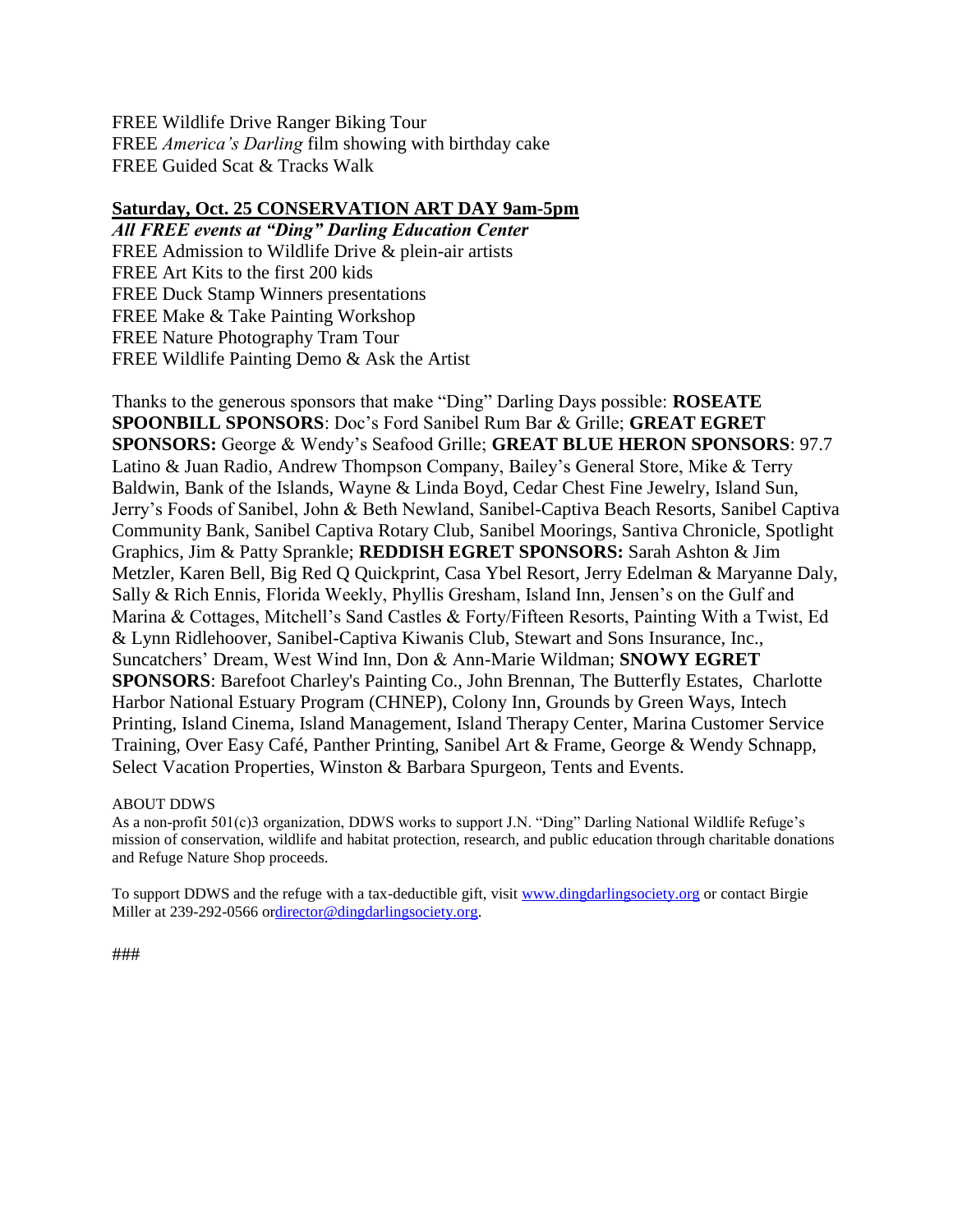FREE Wildlife Drive Ranger Biking Tour
FREE *America's Darling* film showing with birthday cake
FREE Guided Scat & Tracks Walk

**Saturday, Oct. 25 CONSERVATION ART DAY 9am-5pm**

***All FREE events at "Ding" Darling Education Center***
FREE Admission to Wildlife Drive & plein-air artists
FREE Art Kits to the first 200 kids
FREE Duck Stamp Winners presentations
FREE Make & Take Painting Workshop
FREE Nature Photography Tram Tour
FREE Wildlife Painting Demo & Ask the Artist

Thanks to the generous sponsors that make "Ding" Darling Days possible: **ROSEATE SPOONBILL SPONSORS**: Doc's Ford Sanibel Rum Bar & Grille; **GREAT EGRET SPONSORS:** George & Wendy's Seafood Grille; **GREAT BLUE HERON SPONSORS**: 97.7 Latino & Juan Radio, Andrew Thompson Company, Bailey's General Store, Mike & Terry Baldwin, Bank of the Islands, Wayne & Linda Boyd, Cedar Chest Fine Jewelry, Island Sun, Jerry's Foods of Sanibel, John & Beth Newland, Sanibel-Captiva Beach Resorts, Sanibel Captiva Community Bank, Sanibel Captiva Rotary Club, Sanibel Moorings, Santiva Chronicle, Spotlight Graphics, Jim & Patty Sprankle; **REDDISH EGRET SPONSORS:** Sarah Ashton & Jim Metzler, Karen Bell, Big Red Q Quickprint, Casa Ybel Resort, Jerry Edelman & Maryanne Daly, Sally & Rich Ennis, Florida Weekly, Phyllis Gresham, Island Inn, Jensen's on the Gulf and Marina & Cottages, Mitchell's Sand Castles & Forty/Fifteen Resorts, Painting With a Twist, Ed & Lynn Ridlehoover, Sanibel-Captiva Kiwanis Club, Stewart and Sons Insurance, Inc., Suncatchers' Dream, West Wind Inn, Don & Ann-Marie Wildman; **SNOWY EGRET SPONSORS**: Barefoot Charley's Painting Co., John Brennan, The Butterfly Estates, Charlotte Harbor National Estuary Program (CHNEP), Colony Inn, Grounds by Green Ways, Intech Printing, Island Cinema, Island Management, Island Therapy Center, Marina Customer Service Training, Over Easy Café, Panther Printing, Sanibel Art & Frame, George & Wendy Schnapp, Select Vacation Properties, Winston & Barbara Spurgeon, Tents and Events.

ABOUT DDWS

As a non-profit 501(c)3 organization, DDWS works to support J.N. "Ding" Darling National Wildlife Refuge's mission of conservation, wildlife and habitat protection, research, and public education through charitable donations and Refuge Nature Shop proceeds.

To support DDWS and the refuge with a tax-deductible gift, visit www.dingdarlingsociety.org or contact Birgie Miller at 239-292-0566 ordirector@dingdarlingsociety.org.

###